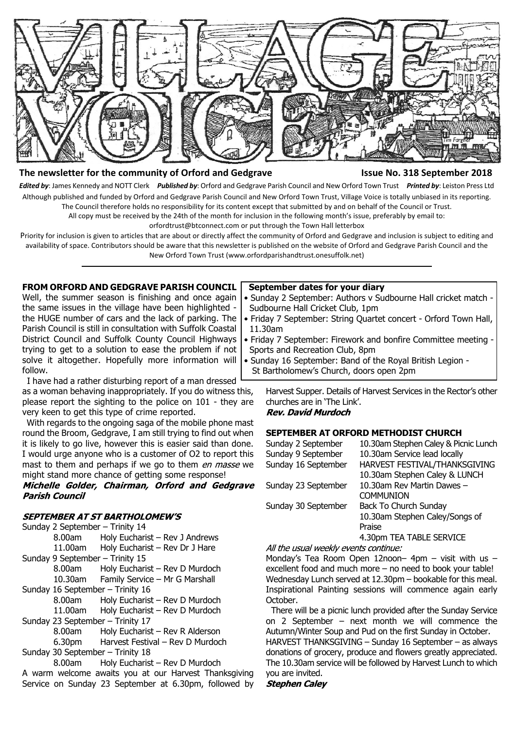# VILLAGE VOICE

**The newsletter for the community of Orford and Gedgrave** **Issue No. 318 September 2018**

***Edited by***: James Kennedy and NOTT Clerk ***Published by***: Orford and Gedgrave Parish Council and New Orford Town Trust ***Printed by***: Leiston Press Ltd

Although published and funded by Orford and Gedgrave Parish Council and New Orford Town Trust, Village Voice is totally unbiased in its reporting. The Council therefore holds no responsibility for its content except that submitted by and on behalf of the Council or Trust.

All copy must be received by the 24th of the month for inclusion in the following month's issue, preferably by email to: orfordtrust@btconnect.com or put through the Town Hall letterbox

Priority for inclusion is given to articles that are about or directly affect the community of Orford and Gedgrave and inclusion is subject to editing and availability of space. Contributors should be aware that this newsletter is published on the website of Orford and Gedgrave Parish Council and the New Orford Town Trust (www.orfordparishandtrust.onesuffolk.net)

---

**September dates for your diary**

- Sunday 2 September: Authors v Sudbourne Hall cricket match - Sudbourne Hall Cricket Club, 1pm
- Friday 7 September: String Quartet concert - Orford Town Hall, 11.30am
- Friday 7 September: Firework and bonfire Committee meeting - Sports and Recreation Club, 8pm
- Sunday 16 September: Band of the Royal British Legion - St Bartholomew's Church, doors open 2pm

## FROM ORFORD AND GEDGRAVE PARISH COUNCIL

Well, the summer season is finishing and once again the same issues in the village have been highlighted - the HUGE number of cars and the lack of parking. The Parish Council is still in consultation with Suffolk Coastal District Council and Suffolk County Council Highways trying to get to a solution to ease the problem if not solve it altogether. Hopefully more information will follow.

I have had a rather disturbing report of a man dressed as a woman behaving inappropriately. If you do witness this, please report the sighting to the police on 101 - they are very keen to get this type of crime reported.

With regards to the ongoing saga of the mobile phone mast round the Broom, Gedgrave, I am still trying to find out when it is likely to go live, however this is easier said than done. I would urge anyone who is a customer of O2 to report this mast to them and perhaps if we go to them *en masse* we might stand more chance of getting some response!

***Michelle Golder, Chairman, Orford and Gedgrave Parish Council***

## *SEPTEMBER AT ST BARTHOLOMEW'S*

Sunday 2 September – Trinity 14
- 8.00am Holy Eucharist – Rev J Andrews
- 11.00am Holy Eucharist – Rev Dr J Hare

Sunday 9 September – Trinity 15
- 8.00am Holy Eucharist – Rev D Murdoch
- 10.30am Family Service – Mr G Marshall

Sunday 16 September – Trinity 16
- 8.00am Holy Eucharist – Rev D Murdoch
- 11.00am Holy Eucharist – Rev D Murdoch

Sunday 23 September – Trinity 17
- 8.00am Holy Eucharist – Rev R Alderson
- 6.30pm Harvest Festival – Rev D Murdoch

Sunday 30 September – Trinity 18
- 8.00am Holy Eucharist – Rev D Murdoch

A warm welcome awaits you at our Harvest Thanksgiving Service on Sunday 23 September at 6.30pm, followed by Harvest Supper. Details of Harvest Services in the Rector's other churches are in 'The Link'.

***Rev. David Murdoch***

## SEPTEMBER AT ORFORD METHODIST CHURCH

| | |
|---|---|
| Sunday 2 September | 10.30am Stephen Caley & Picnic Lunch |
| Sunday 9 September | 10.30am Service lead locally |
| Sunday 16 September | HARVEST FESTIVAL/THANKSGIVING 10.30am Stephen Caley & LUNCH |
| Sunday 23 September | 10.30am Rev Martin Dawes – COMMUNION |
| Sunday 30 September | Back To Church Sunday 10.30am Stephen Caley/Songs of Praise 4.30pm TEA TABLE SERVICE |

*All the usual weekly events continue:*

Monday's Tea Room Open 12noon– 4pm – visit with us – excellent food and much more – no need to book your table! Wednesday Lunch served at 12.30pm – bookable for this meal. Inspirational Painting sessions will commence again early October.

There will be a picnic lunch provided after the Sunday Service on 2 September – next month we will commence the Autumn/Winter Soup and Pud on the first Sunday in October. HARVEST THANKSGIVING – Sunday 16 September – as always donations of grocery, produce and flowers greatly appreciated. The 10.30am service will be followed by Harvest Lunch to which you are invited.

***Stephen Caley***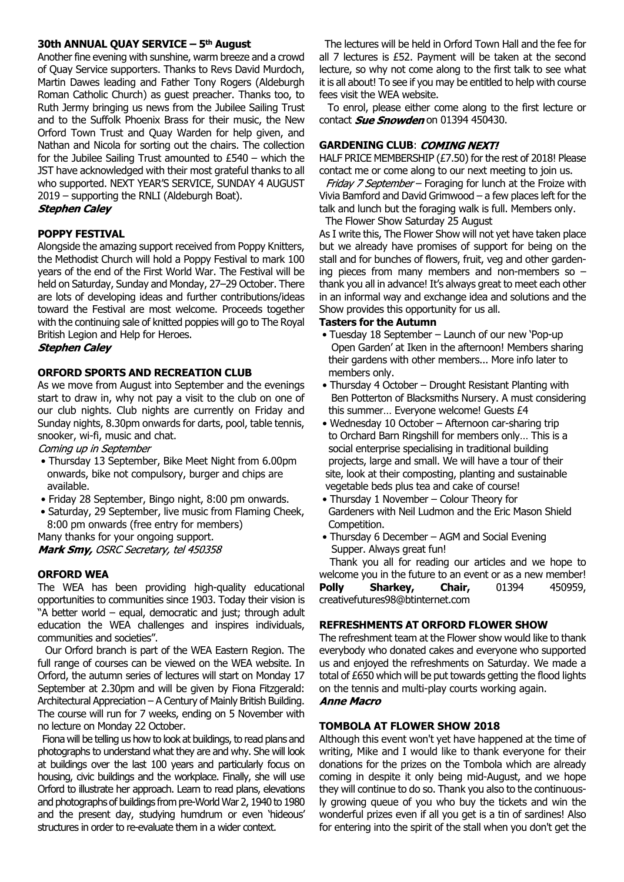### 30th ANNUAL QUAY SERVICE – 5th August

Another fine evening with sunshine, warm breeze and a crowd of Quay Service supporters. Thanks to Revs David Murdoch, Martin Dawes leading and Father Tony Rogers (Aldeburgh Roman Catholic Church) as guest preacher. Thanks too, to Ruth Jermy bringing us news from the Jubilee Sailing Trust and to the Suffolk Phoenix Brass for their music, the New Orford Town Trust and Quay Warden for help given, and Nathan and Nicola for sorting out the chairs. The collection for the Jubilee Sailing Trust amounted to £540 – which the JST have acknowledged with their most grateful thanks to all who supported. NEXT YEAR'S SERVICE, SUNDAY 4 AUGUST 2019 – supporting the RNLI (Aldeburgh Boat).

***Stephen Caley***

### POPPY FESTIVAL

Alongside the amazing support received from Poppy Knitters, the Methodist Church will hold a Poppy Festival to mark 100 years of the end of the First World War. The Festival will be held on Saturday, Sunday and Monday, 27–29 October. There are lots of developing ideas and further contributions/ideas toward the Festival are most welcome. Proceeds together with the continuing sale of knitted poppies will go to The Royal British Legion and Help for Heroes.

***Stephen Caley***

### ORFORD SPORTS AND RECREATION CLUB

As we move from August into September and the evenings start to draw in, why not pay a visit to the club on one of our club nights. Club nights are currently on Friday and Sunday nights, 8.30pm onwards for darts, pool, table tennis, snooker, wi-fi, music and chat.

*Coming up in September*

- Thursday 13 September, Bike Meet Night from 6.00pm onwards, bike not compulsory, burger and chips are available.
- Friday 28 September, Bingo night, 8:00 pm onwards.
- Saturday, 29 September, live music from Flaming Cheek, 8:00 pm onwards (free entry for members)

Many thanks for your ongoing support.

***Mark Smy,*** *OSRC Secretary, tel 450358*

### ORFORD WEA

The WEA has been providing high-quality educational opportunities to communities since 1903. Today their vision is "A better world – equal, democratic and just; through adult education the WEA challenges and inspires individuals, communities and societies".

Our Orford branch is part of the WEA Eastern Region. The full range of courses can be viewed on the WEA website. In Orford, the autumn series of lectures will start on Monday 17 September at 2.30pm and will be given by Fiona Fitzgerald: Architectural Appreciation – A Century of Mainly British Building. The course will run for 7 weeks, ending on 5 November with no lecture on Monday 22 October.

Fiona will be telling us how to look at buildings, to read plans and photographs to understand what they are and why. She will look at buildings over the last 100 years and particularly focus on housing, civic buildings and the workplace. Finally, she will use Orford to illustrate her approach. Learn to read plans, elevations and photographs of buildings from pre-World War 2, 1940 to 1980 and the present day, studying humdrum or even 'hideous' structures in order to re-evaluate them in a wider context.

The lectures will be held in Orford Town Hall and the fee for all 7 lectures is £52. Payment will be taken at the second lecture, so why not come along to the first talk to see what it is all about! To see if you may be entitled to help with course fees visit the WEA website.

To enrol, please either come along to the first lecture or contact ***Sue Snowden*** on 01394 450430.

### GARDENING CLUB: *COMING NEXT!*

HALF PRICE MEMBERSHIP (£7.50) for the rest of 2018! Please contact me or come along to our next meeting to join us.

*Friday 7 September* – Foraging for lunch at the Froize with Vivia Bamford and David Grimwood – a few places left for the talk and lunch but the foraging walk is full. Members only.

The Flower Show Saturday 25 August

As I write this, The Flower Show will not yet have taken place but we already have promises of support for being on the stall and for bunches of flowers, fruit, veg and other gardening pieces from many members and non-members so – thank you all in advance! It's always great to meet each other in an informal way and exchange idea and solutions and the Show provides this opportunity for us all.

**Tasters for the Autumn**

- Tuesday 18 September – Launch of our new 'Pop-up Open Garden' at Iken in the afternoon! Members sharing their gardens with other members... More info later to members only.
- Thursday 4 October – Drought Resistant Planting with Ben Potterton of Blacksmiths Nursery. A must considering this summer… Everyone welcome! Guests £4
- Wednesday 10 October – Afternoon car-sharing trip to Orchard Barn Ringshill for members only… This is a social enterprise specialising in traditional building projects, large and small. We will have a tour of their site, look at their composting, planting and sustainable vegetable beds plus tea and cake of course!
- Thursday 1 November – Colour Theory for Gardeners with Neil Ludmon and the Eric Mason Shield Competition.
- Thursday 6 December – AGM and Social Evening Supper. Always great fun!

Thank you all for reading our articles and we hope to welcome you in the future to an event or as a new member!

**Polly Sharkey, Chair,** 01394 450959, creativefutures98@btinternet.com

### REFRESHMENTS AT ORFORD FLOWER SHOW

The refreshment team at the Flower show would like to thank everybody who donated cakes and everyone who supported us and enjoyed the refreshments on Saturday. We made a total of £650 which will be put towards getting the flood lights on the tennis and multi-play courts working again.

***Anne Macro***

### TOMBOLA AT FLOWER SHOW 2018

Although this event won't yet have happened at the time of writing, Mike and I would like to thank everyone for their donations for the prizes on the Tombola which are already coming in despite it only being mid-August, and we hope they will continue to do so. Thank you also to the continuously growing queue of you who buy the tickets and win the wonderful prizes even if all you get is a tin of sardines! Also for entering into the spirit of the stall when you don't get the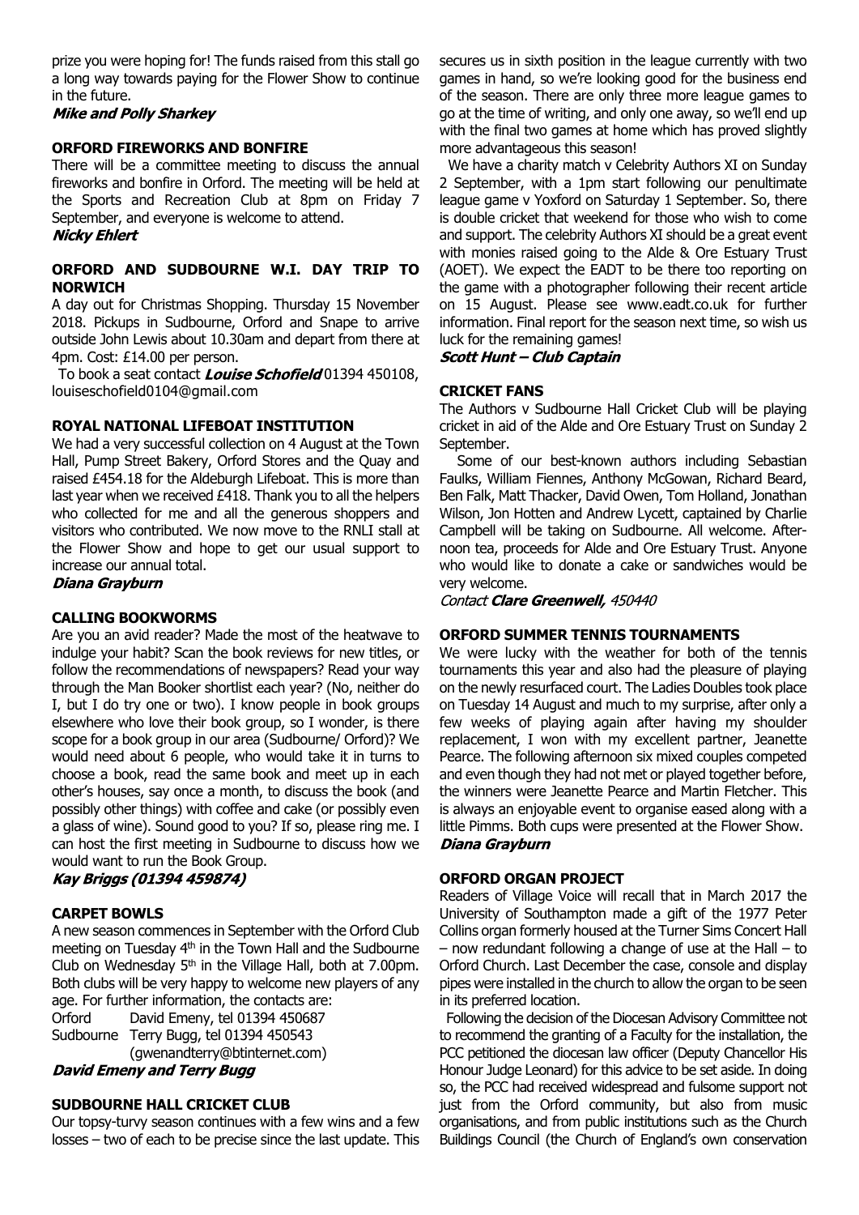prize you were hoping for! The funds raised from this stall go a long way towards paying for the Flower Show to continue in the future.

***Mike and Polly Sharkey***

### ORFORD FIREWORKS AND BONFIRE

There will be a committee meeting to discuss the annual fireworks and bonfire in Orford. The meeting will be held at the Sports and Recreation Club at 8pm on Friday 7 September, and everyone is welcome to attend.

***Nicky Ehlert***

### ORFORD AND SUDBOURNE W.I. DAY TRIP TO NORWICH

A day out for Christmas Shopping. Thursday 15 November 2018. Pickups in Sudbourne, Orford and Snape to arrive outside John Lewis about 10.30am and depart from there at 4pm. Cost: £14.00 per person.

To book a seat contact ***Louise Schofield*** 01394 450108, louiseschofield0104@gmail.com

### ROYAL NATIONAL LIFEBOAT INSTITUTION

We had a very successful collection on 4 August at the Town Hall, Pump Street Bakery, Orford Stores and the Quay and raised £454.18 for the Aldeburgh Lifeboat. This is more than last year when we received £418. Thank you to all the helpers who collected for me and all the generous shoppers and visitors who contributed. We now move to the RNLI stall at the Flower Show and hope to get our usual support to increase our annual total.

***Diana Grayburn***

### CALLING BOOKWORMS

Are you an avid reader? Made the most of the heatwave to indulge your habit? Scan the book reviews for new titles, or follow the recommendations of newspapers? Read your way through the Man Booker shortlist each year? (No, neither do I, but I do try one or two). I know people in book groups elsewhere who love their book group, so I wonder, is there scope for a book group in our area (Sudbourne/ Orford)? We would need about 6 people, who would take it in turns to choose a book, read the same book and meet up in each other's houses, say once a month, to discuss the book (and possibly other things) with coffee and cake (or possibly even a glass of wine). Sound good to you? If so, please ring me. I can host the first meeting in Sudbourne to discuss how we would want to run the Book Group.

***Kay Briggs (01394 459874)***

### CARPET BOWLS

A new season commences in September with the Orford Club meeting on Tuesday 4th in the Town Hall and the Sudbourne Club on Wednesday 5th in the Village Hall, both at 7.00pm. Both clubs will be very happy to welcome new players of any age. For further information, the contacts are:

Orford David Emeny, tel 01394 450687
Sudbourne Terry Bugg, tel 01394 450543 (gwenandterry@btinternet.com)

***David Emeny and Terry Bugg***

### SUDBOURNE HALL CRICKET CLUB

Our topsy-turvy season continues with a few wins and a few losses – two of each to be precise since the last update. This secures us in sixth position in the league currently with two games in hand, so we're looking good for the business end of the season. There are only three more league games to go at the time of writing, and only one away, so we'll end up with the final two games at home which has proved slightly more advantageous this season!

We have a charity match v Celebrity Authors XI on Sunday 2 September, with a 1pm start following our penultimate league game v Yoxford on Saturday 1 September. So, there is double cricket that weekend for those who wish to come and support. The celebrity Authors XI should be a great event with monies raised going to the Alde & Ore Estuary Trust (AOET). We expect the EADT to be there too reporting on the game with a photographer following their recent article on 15 August. Please see www.eadt.co.uk for further information. Final report for the season next time, so wish us luck for the remaining games!

***Scott Hunt – Club Captain***

### CRICKET FANS

The Authors v Sudbourne Hall Cricket Club will be playing cricket in aid of the Alde and Ore Estuary Trust on Sunday 2 September.

Some of our best-known authors including Sebastian Faulks, William Fiennes, Anthony McGowan, Richard Beard, Ben Falk, Matt Thacker, David Owen, Tom Holland, Jonathan Wilson, Jon Hotten and Andrew Lycett, captained by Charlie Campbell will be taking on Sudbourne. All welcome. Afternoon tea, proceeds for Alde and Ore Estuary Trust. Anyone who would like to donate a cake or sandwiches would be very welcome.

*Contact **Clare Greenwell,** 450440*

### ORFORD SUMMER TENNIS TOURNAMENTS

We were lucky with the weather for both of the tennis tournaments this year and also had the pleasure of playing on the newly resurfaced court. The Ladies Doubles took place on Tuesday 14 August and much to my surprise, after only a few weeks of playing again after having my shoulder replacement, I won with my excellent partner, Jeanette Pearce. The following afternoon six mixed couples competed and even though they had not met or played together before, the winners were Jeanette Pearce and Martin Fletcher. This is always an enjoyable event to organise eased along with a little Pimms. Both cups were presented at the Flower Show.

***Diana Grayburn***

### ORFORD ORGAN PROJECT

Readers of Village Voice will recall that in March 2017 the University of Southampton made a gift of the 1977 Peter Collins organ formerly housed at the Turner Sims Concert Hall – now redundant following a change of use at the Hall – to Orford Church. Last December the case, console and display pipes were installed in the church to allow the organ to be seen in its preferred location.

Following the decision of the Diocesan Advisory Committee not to recommend the granting of a Faculty for the installation, the PCC petitioned the diocesan law officer (Deputy Chancellor His Honour Judge Leonard) for this advice to be set aside. In doing so, the PCC had received widespread and fulsome support not just from the Orford community, but also from music organisations, and from public institutions such as the Church Buildings Council (the Church of England's own conservation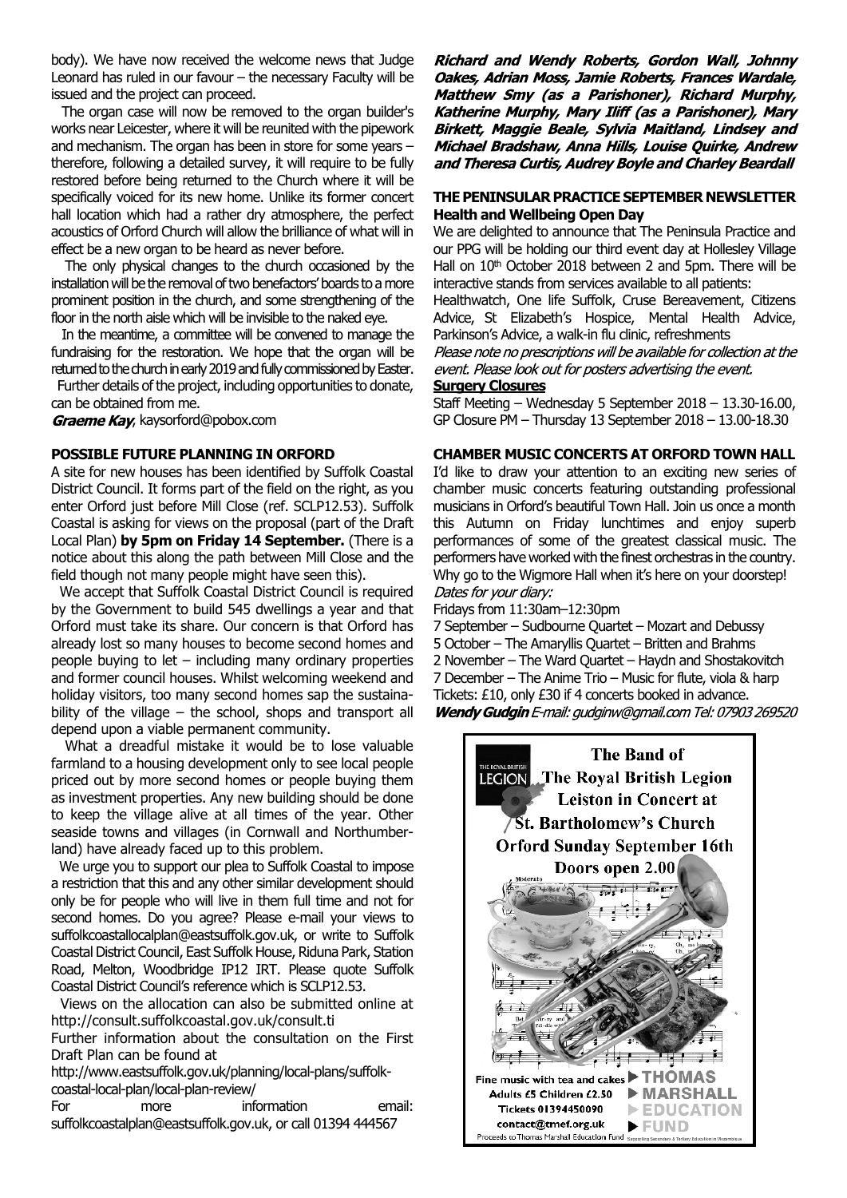body). We have now received the welcome news that Judge Leonard has ruled in our favour – the necessary Faculty will be issued and the project can proceed.

The organ case will now be removed to the organ builder's works near Leicester, where it will be reunited with the pipework and mechanism. The organ has been in store for some years – therefore, following a detailed survey, it will require to be fully restored before being returned to the Church where it will be specifically voiced for its new home. Unlike its former concert hall location which had a rather dry atmosphere, the perfect acoustics of Orford Church will allow the brilliance of what will in effect be a new organ to be heard as never before.

The only physical changes to the church occasioned by the installation will be the removal of two benefactors' boards to a more prominent position in the church, and some strengthening of the floor in the north aisle which will be invisible to the naked eye.

In the meantime, a committee will be convened to manage the fundraising for the restoration. We hope that the organ will be returned to the church in early 2019 and fully commissioned by Easter.

Further details of the project, including opportunities to donate, can be obtained from me.

***Graeme Kay***, kaysorford@pobox.com

**POSSIBLE FUTURE PLANNING IN ORFORD**

A site for new houses has been identified by Suffolk Coastal District Council. It forms part of the field on the right, as you enter Orford just before Mill Close (ref. SCLP12.53). Suffolk Coastal is asking for views on the proposal (part of the Draft Local Plan) **by 5pm on Friday 14 September.** (There is a notice about this along the path between Mill Close and the field though not many people might have seen this).

We accept that Suffolk Coastal District Council is required by the Government to build 545 dwellings a year and that Orford must take its share. Our concern is that Orford has already lost so many houses to become second homes and people buying to let – including many ordinary properties and former council houses. Whilst welcoming weekend and holiday visitors, too many second homes sap the sustainability of the village – the school, shops and transport all depend upon a viable permanent community.

What a dreadful mistake it would be to lose valuable farmland to a housing development only to see local people priced out by more second homes or people buying them as investment properties. Any new building should be done to keep the village alive at all times of the year. Other seaside towns and villages (in Cornwall and Northumberland) have already faced up to this problem.

We urge you to support our plea to Suffolk Coastal to impose a restriction that this and any other similar development should only be for people who will live in them full time and not for second homes. Do you agree? Please e-mail your views to suffolkcoastallocalplan@eastsuffolk.gov.uk, or write to Suffolk Coastal District Council, East Suffolk House, Riduna Park, Station Road, Melton, Woodbridge IP12 IRT. Please quote Suffolk Coastal District Council's reference which is SCLP12.53.

Views on the allocation can also be submitted online at http://consult.suffolkcoastal.gov.uk/consult.ti

Further information about the consultation on the First Draft Plan can be found at

http://www.eastsuffolk.gov.uk/planning/local-plans/suffolk-coastal-local-plan/local-plan-review/

For more information email: suffolkcoastalplan@eastsuffolk.gov.uk, or call 01394 444567

***Richard and Wendy Roberts, Gordon Wall, Johnny Oakes, Adrian Moss, Jamie Roberts, Frances Wardale, Matthew Smy (as a Parishoner), Richard Murphy, Katherine Murphy, Mary Iliff (as a Parishoner), Mary Birkett, Maggie Beale, Sylvia Maitland, Lindsey and Michael Bradshaw, Anna Hills, Louise Quirke, Andrew and Theresa Curtis, Audrey Boyle and Charley Beardall***

**THE PENINSULAR PRACTICE SEPTEMBER NEWSLETTER**

**Health and Wellbeing Open Day**

We are delighted to announce that The Peninsula Practice and our PPG will be holding our third event day at Hollesley Village Hall on 10th October 2018 between 2 and 5pm. There will be interactive stands from services available to all patients:

Healthwatch, One life Suffolk, Cruse Bereavement, Citizens Advice, St Elizabeth's Hospice, Mental Health Advice, Parkinson's Advice, a walk-in flu clinic, refreshments

*Please note no prescriptions will be available for collection at the event. Please look out for posters advertising the event.*

**Surgery Closures**

Staff Meeting – Wednesday 5 September 2018 – 13.30-16.00,
GP Closure PM – Thursday 13 September 2018 – 13.00-18.30

**CHAMBER MUSIC CONCERTS AT ORFORD TOWN HALL**

I'd like to draw your attention to an exciting new series of chamber music concerts featuring outstanding professional musicians in Orford's beautiful Town Hall. Join us once a month this Autumn on Friday lunchtimes and enjoy superb performances of some of the greatest classical music. The performers have worked with the finest orchestras in the country. Why go to the Wigmore Hall when it's here on your doorstep!

*Dates for your diary:*

Fridays from 11:30am–12:30pm

7 September – Sudbourne Quartet – Mozart and Debussy
5 October – The Amaryllis Quartet – Britten and Brahms
2 November – The Ward Quartet – Haydn and Shostakovitch
7 December – The Anime Trio – Music for flute, viola & harp
Tickets: £10, only £30 if 4 concerts booked in advance.

***Wendy Gudgin*** *E-mail: gudginw@gmail.com Tel: 07903 269520*

The Band of
The Royal British Legion
Leiston in Concert at
St. Bartholomew's Church
Orford Sunday September 16th
Doors open 2.00

Fine music with tea and cakes
Adults £5 Children £2.50
Tickets 01394450090
contact@tmef.org.uk

THOMAS MARSHALL EDUCATION FUND

Proceeds to Thomas Marshall Education Fund